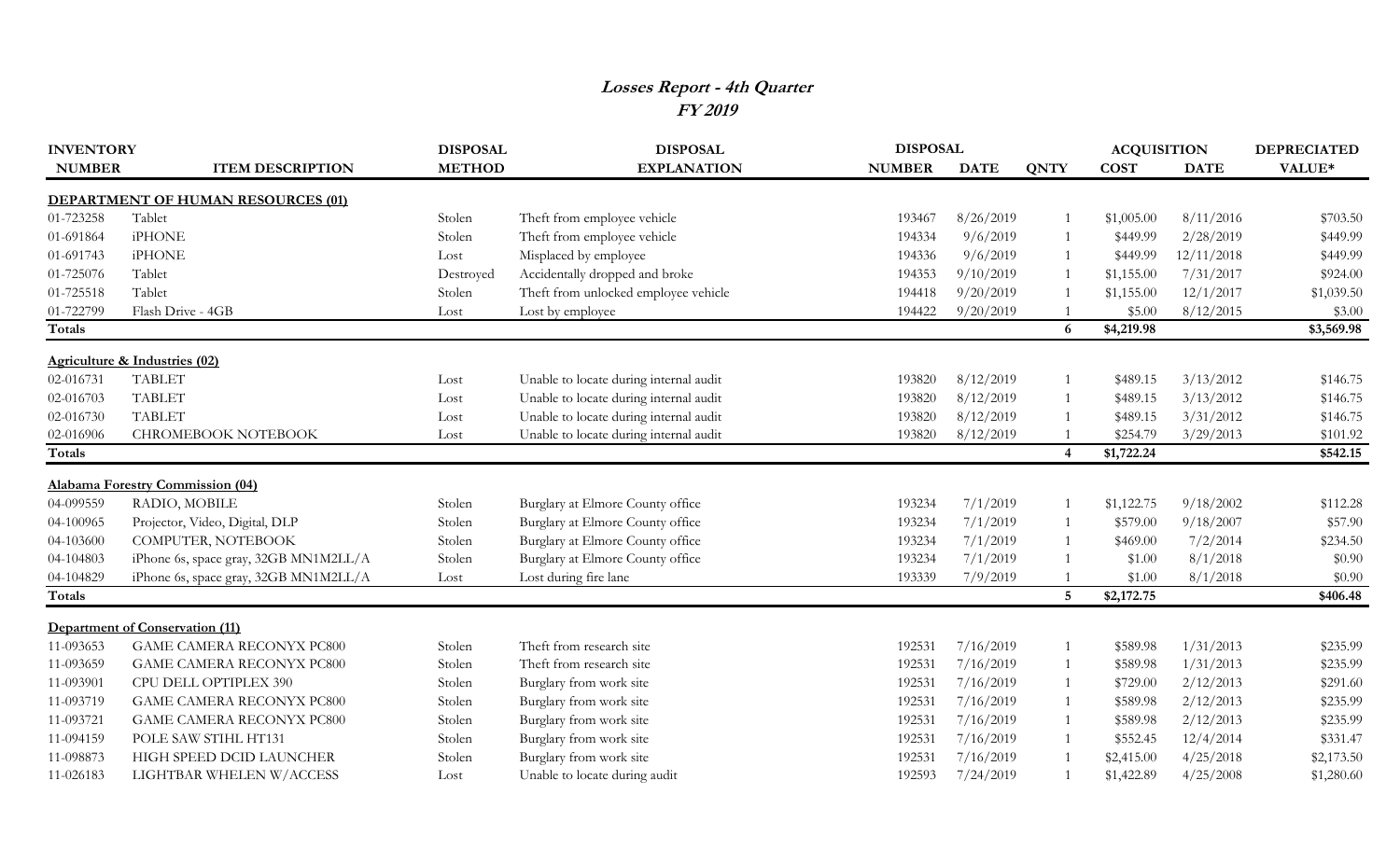# *Losses Report - 4th Quarter*
## *FY 2019*

| INVENTORY NUMBER | ITEM DESCRIPTION | DISPOSAL METHOD | DISPOSAL EXPLANATION | DISPOSAL NUMBER | DISPOSAL DATE | QNTY | ACQUISITION COST | ACQUISITION DATE | DEPRECIATED VALUE* |
|---|---|---|---|---|---|---|---|---|---|
| **DEPARTMENT OF HUMAN RESOURCES (01)** | | | | | | | | | |
| 01-723258 | Tablet | Stolen | Theft from employee vehicle | 193467 | 8/26/2019 | 1 | $1,005.00 | 8/11/2016 | $703.50 |
| 01-691864 | iPHONE | Stolen | Theft from employee vehicle | 194334 | 9/6/2019 | 1 | $449.99 | 2/28/2019 | $449.99 |
| 01-691743 | iPHONE | Lost | Misplaced by employee | 194336 | 9/6/2019 | 1 | $449.99 | 12/11/2018 | $449.99 |
| 01-725076 | Tablet | Destroyed | Accidentally dropped and broke | 194353 | 9/10/2019 | 1 | $1,155.00 | 7/31/2017 | $924.00 |
| 01-725518 | Tablet | Stolen | Theft from unlocked employee vehicle | 194418 | 9/20/2019 | 1 | $1,155.00 | 12/1/2017 | $1,039.50 |
| 01-722799 | Flash Drive - 4GB | Lost | Lost by employee | 194422 | 9/20/2019 | 1 | $5.00 | 8/12/2015 | $3.00 |
| **Totals** | | | | | | **6** | **$4,219.98** | | **$3,569.98** |
| **Agriculture & Industries (02)** | | | | | | | | | |
| 02-016731 | TABLET | Lost | Unable to locate during internal audit | 193820 | 8/12/2019 | 1 | $489.15 | 3/13/2012 | $146.75 |
| 02-016703 | TABLET | Lost | Unable to locate during internal audit | 193820 | 8/12/2019 | 1 | $489.15 | 3/13/2012 | $146.75 |
| 02-016730 | TABLET | Lost | Unable to locate during internal audit | 193820 | 8/12/2019 | 1 | $489.15 | 3/31/2012 | $146.75 |
| 02-016906 | CHROMEBOOK NOTEBOOK | Lost | Unable to locate during internal audit | 193820 | 8/12/2019 | 1 | $254.79 | 3/29/2013 | $101.92 |
| **Totals** | | | | | | **4** | **$1,722.24** | | **$542.15** |
| **Alabama Forestry Commission (04)** | | | | | | | | | |
| 04-099559 | RADIO, MOBILE | Stolen | Burglary at Elmore County office | 193234 | 7/1/2019 | 1 | $1,122.75 | 9/18/2002 | $112.28 |
| 04-100965 | Projector, Video, Digital, DLP | Stolen | Burglary at Elmore County office | 193234 | 7/1/2019 | 1 | $579.00 | 9/18/2007 | $57.90 |
| 04-103600 | COMPUTER, NOTEBOOK | Stolen | Burglary at Elmore County office | 193234 | 7/1/2019 | 1 | $469.00 | 7/2/2014 | $234.50 |
| 04-104803 | iPhone 6s, space gray, 32GB MN1M2LL/A | Stolen | Burglary at Elmore County office | 193234 | 7/1/2019 | 1 | $1.00 | 8/1/2018 | $0.90 |
| 04-104829 | iPhone 6s, space gray, 32GB MN1M2LL/A | Lost | Lost during fire lane | 193339 | 7/9/2019 | 1 | $1.00 | 8/1/2018 | $0.90 |
| **Totals** | | | | | | **5** | **$2,172.75** | | **$406.48** |
| **Department of Conservation (11)** | | | | | | | | | |
| 11-093653 | GAME CAMERA RECONYX PC800 | Stolen | Theft from research site | 192531 | 7/16/2019 | 1 | $589.98 | 1/31/2013 | $235.99 |
| 11-093659 | GAME CAMERA RECONYX PC800 | Stolen | Theft from research site | 192531 | 7/16/2019 | 1 | $589.98 | 1/31/2013 | $235.99 |
| 11-093901 | CPU DELL OPTIPLEX 390 | Stolen | Burglary from work site | 192531 | 7/16/2019 | 1 | $729.00 | 2/12/2013 | $291.60 |
| 11-093719 | GAME CAMERA RECONYX PC800 | Stolen | Burglary from work site | 192531 | 7/16/2019 | 1 | $589.98 | 2/12/2013 | $235.99 |
| 11-093721 | GAME CAMERA RECONYX PC800 | Stolen | Burglary from work site | 192531 | 7/16/2019 | 1 | $589.98 | 2/12/2013 | $235.99 |
| 11-094159 | POLE SAW STIHL HT131 | Stolen | Burglary from work site | 192531 | 7/16/2019 | 1 | $552.45 | 12/4/2014 | $331.47 |
| 11-098873 | HIGH SPEED DCID LAUNCHER | Stolen | Burglary from work site | 192531 | 7/16/2019 | 1 | $2,415.00 | 4/25/2018 | $2,173.50 |
| 11-026183 | LIGHTBAR WHELEN W/ACCESS | Lost | Unable to locate during audit | 192593 | 7/24/2019 | 1 | $1,422.89 | 4/25/2008 | $1,280.60 |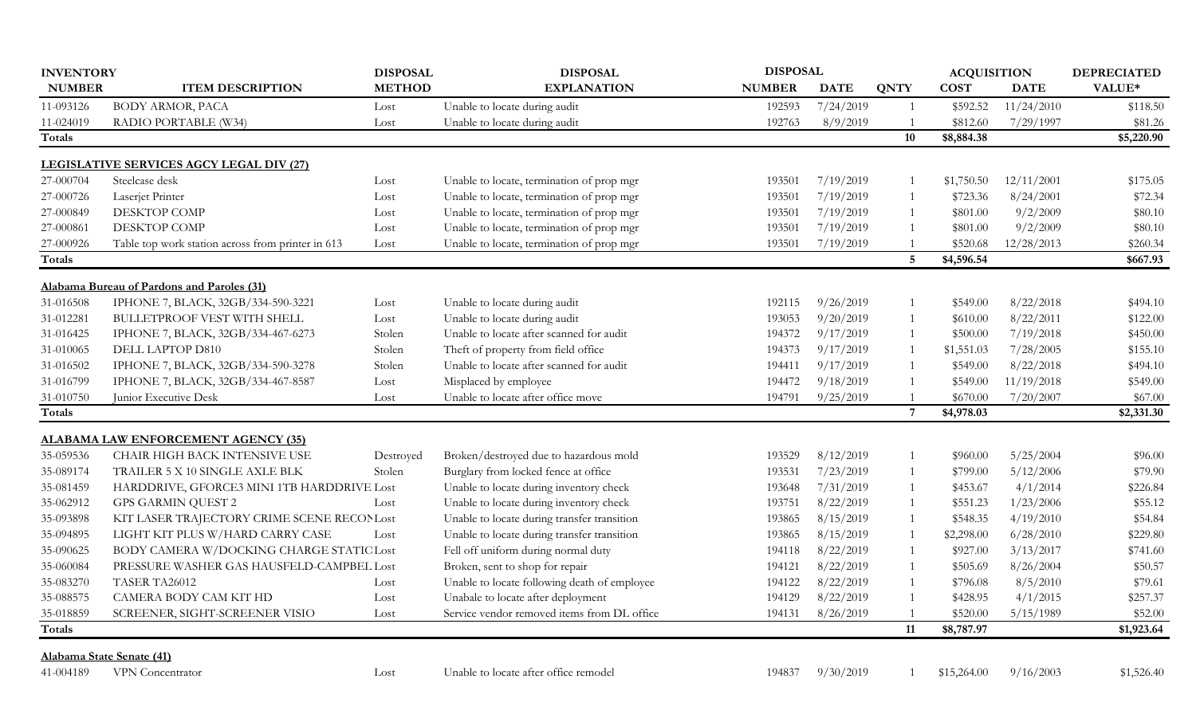| INVENTORY NUMBER | ITEM DESCRIPTION | DISPOSAL METHOD | DISPOSAL EXPLANATION | DISPOSAL NUMBER | DISPOSAL DATE | QNTY | ACQUISITION COST | ACQUISITION DATE | DEPRECIATED VALUE* |
|---|---|---|---|---|---|---|---|---|---|
| 11-093126 | BODY ARMOR, PACA | Lost | Unable to locate during audit | 192593 | 7/24/2019 | 1 | $592.52 | 11/24/2010 | $118.50 |
| 11-024019 | RADIO PORTABLE (W34) | Lost | Unable to locate during audit | 192763 | 8/9/2019 | 1 | $812.60 | 7/29/1997 | $81.26 |
| **Totals** | | | | | | **10** | **$8,884.38** | | **$5,220.90** |
| **LEGISLATIVE SERVICES AGCY LEGAL DIV (27)** | | | | | | | | | |
| 27-000704 | Steelcase desk | Lost | Unable to locate, termination of prop mgr | 193501 | 7/19/2019 | 1 | $1,750.50 | 12/11/2001 | $175.05 |
| 27-000726 | Laserjet Printer | Lost | Unable to locate, termination of prop mgr | 193501 | 7/19/2019 | 1 | $723.36 | 8/24/2001 | $72.34 |
| 27-000849 | DESKTOP COMP | Lost | Unable to locate, termination of prop mgr | 193501 | 7/19/2019 | 1 | $801.00 | 9/2/2009 | $80.10 |
| 27-000861 | DESKTOP COMP | Lost | Unable to locate, termination of prop mgr | 193501 | 7/19/2019 | 1 | $801.00 | 9/2/2009 | $80.10 |
| 27-000926 | Table top work station across from printer in 613 | Lost | Unable to locate, termination of prop mgr | 193501 | 7/19/2019 | 1 | $520.68 | 12/28/2013 | $260.34 |
| **Totals** | | | | | | **5** | **$4,596.54** | | **$667.93** |
| **Alabama Bureau of Pardons and Paroles (31)** | | | | | | | | | |
| 31-016508 | IPHONE 7, BLACK, 32GB/334-590-3221 | Lost | Unable to locate during audit | 192115 | 9/26/2019 | 1 | $549.00 | 8/22/2018 | $494.10 |
| 31-012281 | BULLETPROOF VEST WITH SHELL | Lost | Unable to locate during audit | 193053 | 9/20/2019 | 1 | $610.00 | 8/22/2011 | $122.00 |
| 31-016425 | IPHONE 7, BLACK, 32GB/334-467-6273 | Stolen | Unable to locate after scanned for audit | 194372 | 9/17/2019 | 1 | $500.00 | 7/19/2018 | $450.00 |
| 31-010065 | DELL LAPTOP D810 | Stolen | Theft of property from field office | 194373 | 9/17/2019 | 1 | $1,551.03 | 7/28/2005 | $155.10 |
| 31-016502 | IPHONE 7, BLACK, 32GB/334-590-3278 | Stolen | Unable to locate after scanned for audit | 194411 | 9/17/2019 | 1 | $549.00 | 8/22/2018 | $494.10 |
| 31-016799 | IPHONE 7, BLACK, 32GB/334-467-8587 | Lost | Misplaced by employee | 194472 | 9/18/2019 | 1 | $549.00 | 11/19/2018 | $549.00 |
| 31-010750 | Junior Executive Desk | Lost | Unable to locate after office move | 194791 | 9/25/2019 | 1 | $670.00 | 7/20/2007 | $67.00 |
| **Totals** | | | | | | **7** | **$4,978.03** | | **$2,331.30** |
| **ALABAMA LAW ENFORCEMENT AGENCY (35)** | | | | | | | | | |
| 35-059536 | CHAIR HIGH BACK INTENSIVE USE | Destroyed | Broken/destroyed due to hazardous mold | 193529 | 8/12/2019 | 1 | $960.00 | 5/25/2004 | $96.00 |
| 35-089174 | TRAILER 5 X 10 SINGLE AXLE BLK | Stolen | Burglary from locked fence at office | 193531 | 7/23/2019 | 1 | $799.00 | 5/12/2006 | $79.90 |
| 35-081459 | HARDDRIVE, GFORCE3 MINI 1TB HARDDRIVE | Lost | Unable to locate during inventory check | 193648 | 7/31/2019 | 1 | $453.67 | 4/1/2014 | $226.84 |
| 35-062912 | GPS GARMIN QUEST 2 | Lost | Unable to locate during inventory check | 193751 | 8/22/2019 | 1 | $551.23 | 1/23/2006 | $55.12 |
| 35-093898 | KIT LASER TRAJECTORY CRIME SCENE RECON | Lost | Unable to locate during transfer transition | 193865 | 8/15/2019 | 1 | $548.35 | 4/19/2010 | $54.84 |
| 35-094895 | LIGHT KIT PLUS W/HARD CARRY CASE | Lost | Unable to locate during transfer transition | 193865 | 8/15/2019 | 1 | $2,298.00 | 6/28/2010 | $229.80 |
| 35-090625 | BODY CAMERA W/DOCKING CHARGE STATIC | Lost | Fell off uniform during normal duty | 194118 | 8/22/2019 | 1 | $927.00 | 3/13/2017 | $741.60 |
| 35-060084 | PRESSURE WASHER GAS HAUSFELD-CAMPBEL | Lost | Broken, sent to shop for repair | 194121 | 8/22/2019 | 1 | $505.69 | 8/26/2004 | $50.57 |
| 35-083270 | TASER TA26012 | Lost | Unable to locate following death of employee | 194122 | 8/22/2019 | 1 | $796.08 | 8/5/2010 | $79.61 |
| 35-088575 | CAMERA BODY CAM KIT HD | Lost | Unabale to locate after deployment | 194129 | 8/22/2019 | 1 | $428.95 | 4/1/2015 | $257.37 |
| 35-018859 | SCREENER, SIGHT-SCREENER VISIO | Lost | Service vendor removed items from DL office | 194131 | 8/26/2019 | 1 | $520.00 | 5/15/1989 | $52.00 |
| **Totals** | | | | | | **11** | **$8,787.97** | | **$1,923.64** |
| **Alabama State Senate (41)** | | | | | | | | | |
| 41-004189 | VPN Concentrator | Lost | Unable to locate after office remodel | 194837 | 9/30/2019 | 1 | $15,264.00 | 9/16/2003 | $1,526.40 |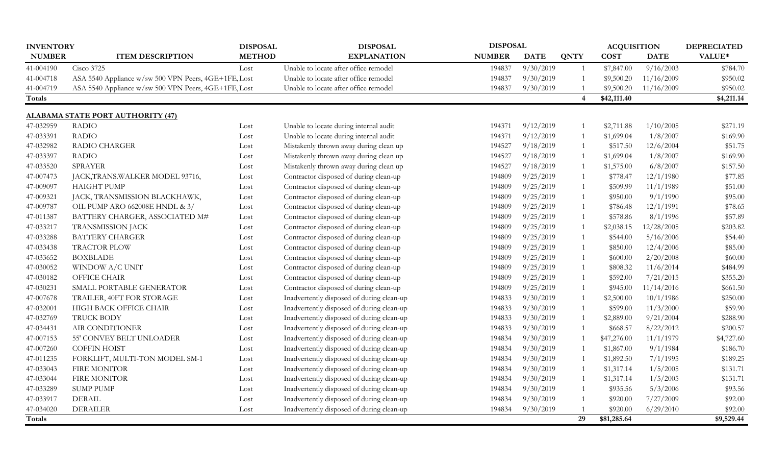| INVENTORY NUMBER | ITEM DESCRIPTION | DISPOSAL METHOD | DISPOSAL EXPLANATION | DISPOSAL NUMBER | DISPOSAL DATE | QNTY | ACQUISITION COST | ACQUISITION DATE | DEPRECIATED VALUE* |
|---|---|---|---|---|---|---|---|---|---|
| 41-004190 | Cisco 3725 | Lost | Unable to locate after office remodel | 194837 | 9/30/2019 | 1 | $7,847.00 | 9/16/2003 | $784.70 |
| 41-004718 | ASA 5540 Appliance w/sw 500 VPN Peers, 4GE+1FE, | Lost | Unable to locate after office remodel | 194837 | 9/30/2019 | 1 | $9,500.20 | 11/16/2009 | $950.02 |
| 41-004719 | ASA 5540 Appliance w/sw 500 VPN Peers, 4GE+1FE, | Lost | Unable to locate after office remodel | 194837 | 9/30/2019 | 1 | $9,500.20 | 11/16/2009 | $950.02 |
| **Totals** | | | | | | **4** | **$42,111.40** | | **$4,211.14** |
| **ALABAMA STATE PORT AUTHORITY (47)** | | | | | | | | | |
| 47-032959 | RADIO | Lost | Unable to locate during internal audit | 194371 | 9/12/2019 | 1 | $2,711.88 | 1/10/2005 | $271.19 |
| 47-033391 | RADIO | Lost | Unable to locate during internal audit | 194371 | 9/12/2019 | 1 | $1,699.04 | 1/8/2007 | $169.90 |
| 47-032982 | RADIO CHARGER | Lost | Mistakenly thrown away during clean up | 194527 | 9/18/2019 | 1 | $517.50 | 12/6/2004 | $51.75 |
| 47-033397 | RADIO | Lost | Mistakenly thrown away during clean up | 194527 | 9/18/2019 | 1 | $1,699.04 | 1/8/2007 | $169.90 |
| 47-033520 | SPRAYER | Lost | Mistakenly thrown away during clean up | 194527 | 9/18/2019 | 1 | $1,575.00 | 6/8/2007 | $157.50 |
| 47-007473 | JACK,TRANS.WALKER MODEL 93716, | Lost | Contractor disposed of during clean-up | 194809 | 9/25/2019 | 1 | $778.47 | 12/1/1980 | $77.85 |
| 47-009097 | HAIGHT PUMP | Lost | Contractor disposed of during clean-up | 194809 | 9/25/2019 | 1 | $509.99 | 11/1/1989 | $51.00 |
| 47-009321 | JACK, TRANSMISSION BLACKHAWK, | Lost | Contractor disposed of during clean-up | 194809 | 9/25/2019 | 1 | $950.00 | 9/1/1990 | $95.00 |
| 47-009787 | OIL PUMP ARO 662008E HNDL & 3/ | Lost | Contractor disposed of during clean-up | 194809 | 9/25/2019 | 1 | $786.48 | 12/1/1991 | $78.65 |
| 47-011387 | BATTERY CHARGER, ASSOCIATED M# | Lost | Contractor disposed of during clean-up | 194809 | 9/25/2019 | 1 | $578.86 | 8/1/1996 | $57.89 |
| 47-033217 | TRANSMISSION JACK | Lost | Contractor disposed of during clean-up | 194809 | 9/25/2019 | 1 | $2,038.15 | 12/28/2005 | $203.82 |
| 47-033288 | BATTERY CHARGER | Lost | Contractor disposed of during clean-up | 194809 | 9/25/2019 | 1 | $544.00 | 5/16/2006 | $54.40 |
| 47-033438 | TRACTOR PLOW | Lost | Contractor disposed of during clean-up | 194809 | 9/25/2019 | 1 | $850.00 | 12/4/2006 | $85.00 |
| 47-033652 | BOXBLADE | Lost | Contractor disposed of during clean-up | 194809 | 9/25/2019 | 1 | $600.00 | 2/20/2008 | $60.00 |
| 47-030052 | WINDOW A/C UNIT | Lost | Contractor disposed of during clean-up | 194809 | 9/25/2019 | 1 | $808.32 | 11/6/2014 | $484.99 |
| 47-030182 | OFFICE CHAIR | Lost | Contractor disposed of during clean-up | 194809 | 9/25/2019 | 1 | $592.00 | 7/21/2015 | $355.20 |
| 47-030231 | SMALL PORTABLE GENERATOR | Lost | Contractor disposed of during clean-up | 194809 | 9/25/2019 | 1 | $945.00 | 11/14/2016 | $661.50 |
| 47-007678 | TRAILER, 40FT FOR STORAGE | Lost | Inadvertently disposed of during clean-up | 194833 | 9/30/2019 | 1 | $2,500.00 | 10/1/1986 | $250.00 |
| 47-032001 | HIGH BACK OFFICE CHAIR | Lost | Inadvertently disposed of during clean-up | 194833 | 9/30/2019 | 1 | $599.00 | 11/3/2000 | $59.90 |
| 47-032769 | TRUCK BODY | Lost | Inadvertently disposed of during clean-up | 194833 | 9/30/2019 | 1 | $2,889.00 | 9/21/2004 | $288.90 |
| 47-034431 | AIR CONDITIONER | Lost | Inadvertently disposed of during clean-up | 194833 | 9/30/2019 | 1 | $668.57 | 8/22/2012 | $200.57 |
| 47-007153 | 55' CONVEY BELT UNLOADER | Lost | Inadvertently disposed of during clean-up | 194834 | 9/30/2019 | 1 | $47,276.00 | 11/1/1979 | $4,727.60 |
| 47-007260 | COFFIN HOIST | Lost | Inadvertently disposed of during clean-up | 194834 | 9/30/2019 | 1 | $1,867.00 | 9/1/1984 | $186.70 |
| 47-011235 | FORKLIFT, MULTI-TON MODEL SM-1 | Lost | Inadvertently disposed of during clean-up | 194834 | 9/30/2019 | 1 | $1,892.50 | 7/1/1995 | $189.25 |
| 47-033043 | FIRE MONITOR | Lost | Inadvertently disposed of during clean-up | 194834 | 9/30/2019 | 1 | $1,317.14 | 1/5/2005 | $131.71 |
| 47-033044 | FIRE MONITOR | Lost | Inadvertently disposed of during clean-up | 194834 | 9/30/2019 | 1 | $1,317.14 | 1/5/2005 | $131.71 |
| 47-033289 | SUMP PUMP | Lost | Inadvertently disposed of during clean-up | 194834 | 9/30/2019 | 1 | $935.56 | 5/3/2006 | $93.56 |
| 47-033917 | DERAIL | Lost | Inadvertently disposed of during clean-up | 194834 | 9/30/2019 | 1 | $920.00 | 7/27/2009 | $92.00 |
| 47-034020 | DERAILER | Lost | Inadvertently disposed of during clean-up | 194834 | 9/30/2019 | 1 | $920.00 | 6/29/2010 | $92.00 |
| **Totals** | | | | | | **29** | **$81,285.64** | | **$9,529.44** |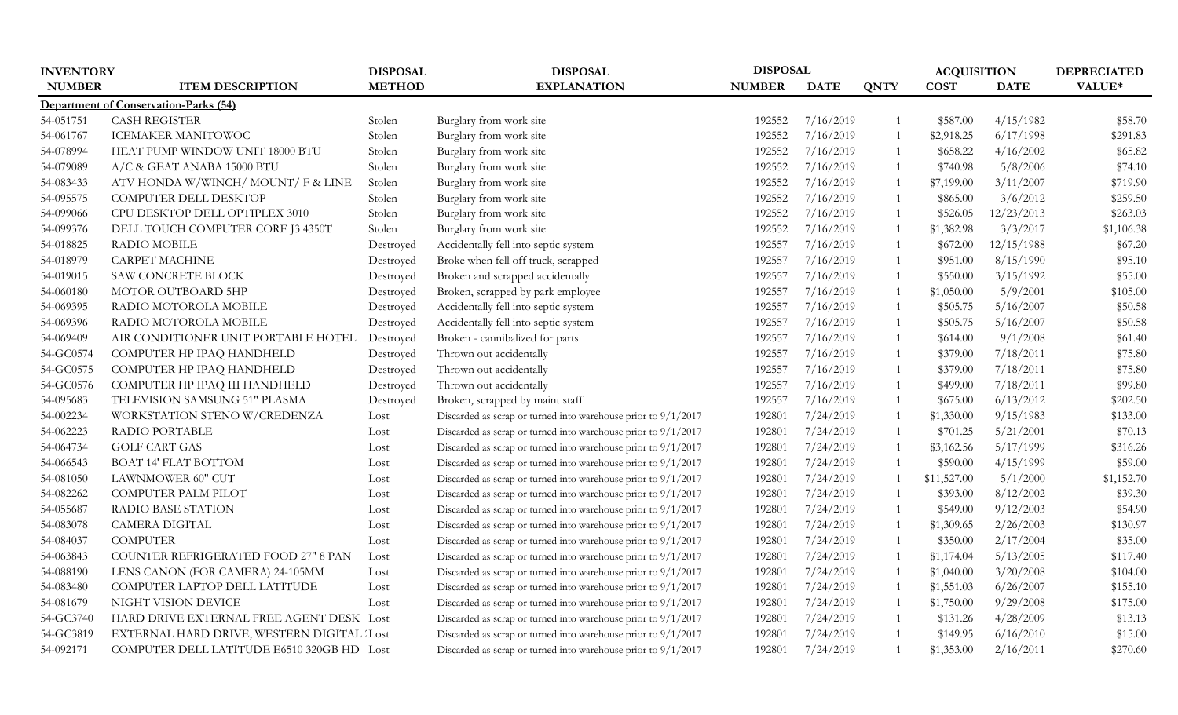| INVENTORY NUMBER | ITEM DESCRIPTION | DISPOSAL METHOD | DISPOSAL EXPLANATION | DISPOSAL NUMBER | DISPOSAL DATE | QNTY | ACQUISITION COST | ACQUISITION DATE | DEPRECIATED VALUE* |
|---|---|---|---|---|---|---|---|---|---|
| **Department of Conservation-Parks (54)** | | | | | | | | | |
| 54-051751 | CASH REGISTER | Stolen | Burglary from work site | 192552 | 7/16/2019 | 1 | $587.00 | 4/15/1982 | $58.70 |
| 54-061767 | ICEMAKER MANITOWOC | Stolen | Burglary from work site | 192552 | 7/16/2019 | 1 | $2,918.25 | 6/17/1998 | $291.83 |
| 54-078994 | HEAT PUMP WINDOW UNIT 18000 BTU | Stolen | Burglary from work site | 192552 | 7/16/2019 | 1 | $658.22 | 4/16/2002 | $65.82 |
| 54-079089 | A/C & GEAT ANABA 15000 BTU | Stolen | Burglary from work site | 192552 | 7/16/2019 | 1 | $740.98 | 5/8/2006 | $74.10 |
| 54-083433 | ATV HONDA W/WINCH/ MOUNT/ F & LINE | Stolen | Burglary from work site | 192552 | 7/16/2019 | 1 | $7,199.00 | 3/11/2007 | $719.90 |
| 54-095575 | COMPUTER DELL DESKTOP | Stolen | Burglary from work site | 192552 | 7/16/2019 | 1 | $865.00 | 3/6/2012 | $259.50 |
| 54-099066 | CPU DESKTOP DELL OPTIPLEX 3010 | Stolen | Burglary from work site | 192552 | 7/16/2019 | 1 | $526.05 | 12/23/2013 | $263.03 |
| 54-099376 | DELL TOUCH COMPUTER CORE J3 4350T | Stolen | Burglary from work site | 192552 | 7/16/2019 | 1 | $1,382.98 | 3/3/2017 | $1,106.38 |
| 54-018825 | RADIO MOBILE | Destroyed | Accidentally fell into septic system | 192557 | 7/16/2019 | 1 | $672.00 | 12/15/1988 | $67.20 |
| 54-018979 | CARPET MACHINE | Destroyed | Broke when fell off truck, scrapped | 192557 | 7/16/2019 | 1 | $951.00 | 8/15/1990 | $95.10 |
| 54-019015 | SAW CONCRETE BLOCK | Destroyed | Broken and scrapped accidentally | 192557 | 7/16/2019 | 1 | $550.00 | 3/15/1992 | $55.00 |
| 54-060180 | MOTOR OUTBOARD 5HP | Destroyed | Broken, scrapped by park employee | 192557 | 7/16/2019 | 1 | $1,050.00 | 5/9/2001 | $105.00 |
| 54-069395 | RADIO MOTOROLA MOBILE | Destroyed | Accidentally fell into septic system | 192557 | 7/16/2019 | 1 | $505.75 | 5/16/2007 | $50.58 |
| 54-069396 | RADIO MOTOROLA MOBILE | Destroyed | Accidentally fell into septic system | 192557 | 7/16/2019 | 1 | $505.75 | 5/16/2007 | $50.58 |
| 54-069409 | AIR CONDITIONER UNIT PORTABLE HOTEL | Destroyed | Broken - cannibalized for parts | 192557 | 7/16/2019 | 1 | $614.00 | 9/1/2008 | $61.40 |
| 54-GC0574 | COMPUTER HP IPAQ HANDHELD | Destroyed | Thrown out accidentally | 192557 | 7/16/2019 | 1 | $379.00 | 7/18/2011 | $75.80 |
| 54-GC0575 | COMPUTER HP IPAQ HANDHELD | Destroyed | Thrown out accidentally | 192557 | 7/16/2019 | 1 | $379.00 | 7/18/2011 | $75.80 |
| 54-GC0576 | COMPUTER HP IPAQ III HANDHELD | Destroyed | Thrown out accidentally | 192557 | 7/16/2019 | 1 | $499.00 | 7/18/2011 | $99.80 |
| 54-095683 | TELEVISION SAMSUNG 51" PLASMA | Destroyed | Broken, scrapped by maint staff | 192557 | 7/16/2019 | 1 | $675.00 | 6/13/2012 | $202.50 |
| 54-002234 | WORKSTATION STENO W/CREDENZA | Lost | Discarded as scrap or turned into warehouse prior to 9/1/2017 | 192801 | 7/24/2019 | 1 | $1,330.00 | 9/15/1983 | $133.00 |
| 54-062223 | RADIO PORTABLE | Lost | Discarded as scrap or turned into warehouse prior to 9/1/2017 | 192801 | 7/24/2019 | 1 | $701.25 | 5/21/2001 | $70.13 |
| 54-064734 | GOLF CART GAS | Lost | Discarded as scrap or turned into warehouse prior to 9/1/2017 | 192801 | 7/24/2019 | 1 | $3,162.56 | 5/17/1999 | $316.26 |
| 54-066543 | BOAT 14' FLAT BOTTOM | Lost | Discarded as scrap or turned into warehouse prior to 9/1/2017 | 192801 | 7/24/2019 | 1 | $590.00 | 4/15/1999 | $59.00 |
| 54-081050 | LAWNMOWER 60" CUT | Lost | Discarded as scrap or turned into warehouse prior to 9/1/2017 | 192801 | 7/24/2019 | 1 | $11,527.00 | 5/1/2000 | $1,152.70 |
| 54-082262 | COMPUTER PALM PILOT | Lost | Discarded as scrap or turned into warehouse prior to 9/1/2017 | 192801 | 7/24/2019 | 1 | $393.00 | 8/12/2002 | $39.30 |
| 54-055687 | RADIO BASE STATION | Lost | Discarded as scrap or turned into warehouse prior to 9/1/2017 | 192801 | 7/24/2019 | 1 | $549.00 | 9/12/2003 | $54.90 |
| 54-083078 | CAMERA DIGITAL | Lost | Discarded as scrap or turned into warehouse prior to 9/1/2017 | 192801 | 7/24/2019 | 1 | $1,309.65 | 2/26/2003 | $130.97 |
| 54-084037 | COMPUTER | Lost | Discarded as scrap or turned into warehouse prior to 9/1/2017 | 192801 | 7/24/2019 | 1 | $350.00 | 2/17/2004 | $35.00 |
| 54-063843 | COUNTER REFRIGERATED FOOD 27" 8 PAN | Lost | Discarded as scrap or turned into warehouse prior to 9/1/2017 | 192801 | 7/24/2019 | 1 | $1,174.04 | 5/13/2005 | $117.40 |
| 54-088190 | LENS CANON (FOR CAMERA) 24-105MM | Lost | Discarded as scrap or turned into warehouse prior to 9/1/2017 | 192801 | 7/24/2019 | 1 | $1,040.00 | 3/20/2008 | $104.00 |
| 54-083480 | COMPUTER LAPTOP DELL LATITUDE | Lost | Discarded as scrap or turned into warehouse prior to 9/1/2017 | 192801 | 7/24/2019 | 1 | $1,551.03 | 6/26/2007 | $155.10 |
| 54-081679 | NIGHT VISION DEVICE | Lost | Discarded as scrap or turned into warehouse prior to 9/1/2017 | 192801 | 7/24/2019 | 1 | $1,750.00 | 9/29/2008 | $175.00 |
| 54-GC3740 | HARD DRIVE EXTERNAL FREE AGENT DESK | Lost | Discarded as scrap or turned into warehouse prior to 9/1/2017 | 192801 | 7/24/2019 | 1 | $131.26 | 4/28/2009 | $13.13 |
| 54-GC3819 | EXTERNAL HARD DRIVE, WESTERN DIGITAL : | Lost | Discarded as scrap or turned into warehouse prior to 9/1/2017 | 192801 | 7/24/2019 | 1 | $149.95 | 6/16/2010 | $15.00 |
| 54-092171 | COMPUTER DELL LATITUDE E6510 320GB HD | Lost | Discarded as scrap or turned into warehouse prior to 9/1/2017 | 192801 | 7/24/2019 | 1 | $1,353.00 | 2/16/2011 | $270.60 |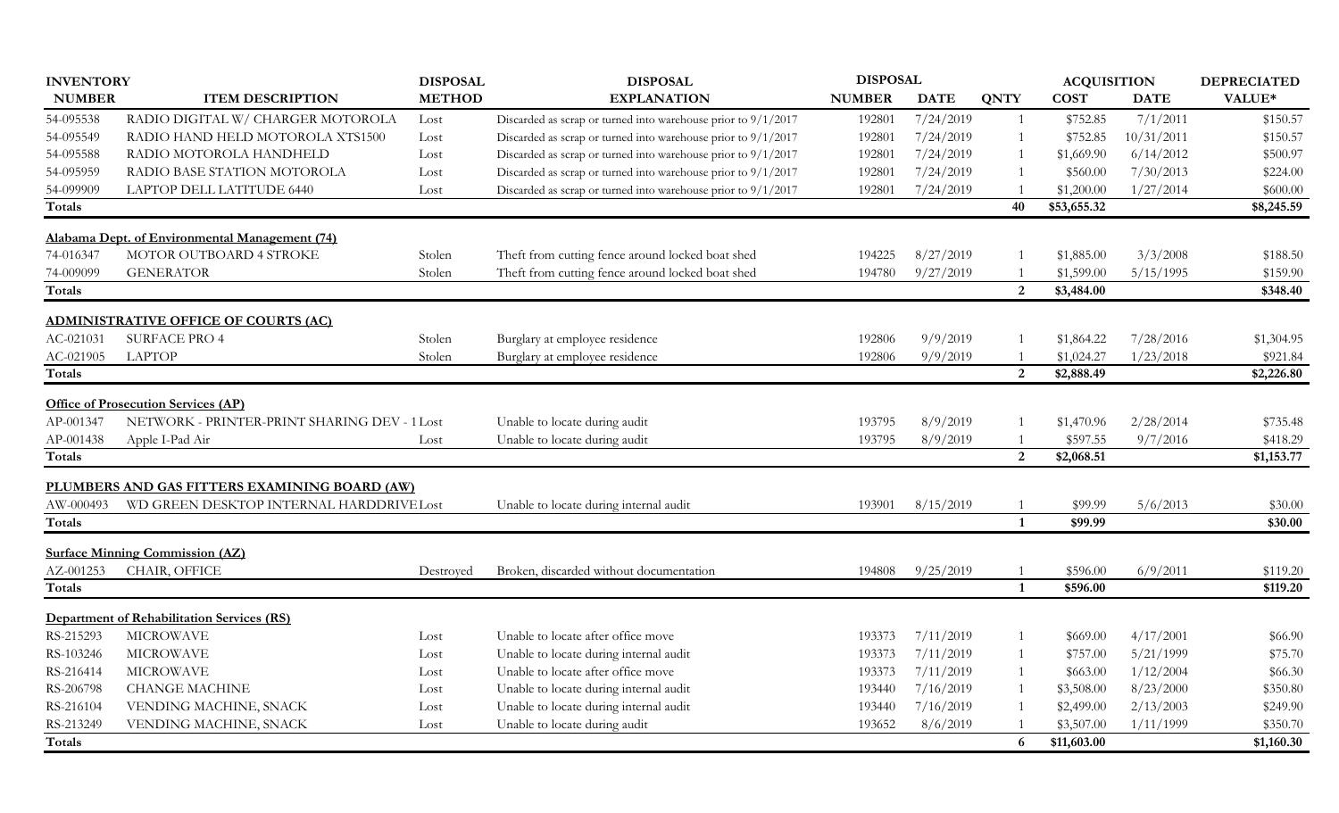| INVENTORY NUMBER | ITEM DESCRIPTION | DISPOSAL METHOD | DISPOSAL EXPLANATION | DISPOSAL NUMBER | DISPOSAL DATE | QNTY | ACQUISITION COST | ACQUISITION DATE | DEPRECIATED VALUE* |
|---|---|---|---|---|---|---|---|---|---|
| 54-095538 | RADIO DIGITAL W/ CHARGER MOTOROLA | Lost | Discarded as scrap or turned into warehouse prior to 9/1/2017 | 192801 | 7/24/2019 | 1 | $752.85 | 7/1/2011 | $150.57 |
| 54-095549 | RADIO HAND HELD MOTOROLA XTS1500 | Lost | Discarded as scrap or turned into warehouse prior to 9/1/2017 | 192801 | 7/24/2019 | 1 | $752.85 | 10/31/2011 | $150.57 |
| 54-095588 | RADIO MOTOROLA HANDHELD | Lost | Discarded as scrap or turned into warehouse prior to 9/1/2017 | 192801 | 7/24/2019 | 1 | $1,669.90 | 6/14/2012 | $500.97 |
| 54-095959 | RADIO BASE STATION MOTOROLA | Lost | Discarded as scrap or turned into warehouse prior to 9/1/2017 | 192801 | 7/24/2019 | 1 | $560.00 | 7/30/2013 | $224.00 |
| 54-099909 | LAPTOP DELL LATITUDE 6440 | Lost | Discarded as scrap or turned into warehouse prior to 9/1/2017 | 192801 | 7/24/2019 | 1 | $1,200.00 | 1/27/2014 | $600.00 |
| **Totals** | | | | | | **40** | **$53,655.32** | | **$8,245.59** |
| **Alabama Dept. of Environmental Management (74)** | | | | | | | | | |
| 74-016347 | MOTOR OUTBOARD 4 STROKE | Stolen | Theft from cutting fence around locked boat shed | 194225 | 8/27/2019 | 1 | $1,885.00 | 3/3/2008 | $188.50 |
| 74-009099 | GENERATOR | Stolen | Theft from cutting fence around locked boat shed | 194780 | 9/27/2019 | 1 | $1,599.00 | 5/15/1995 | $159.90 |
| **Totals** | | | | | | **2** | **$3,484.00** | | **$348.40** |
| **ADMINISTRATIVE OFFICE OF COURTS (AC)** | | | | | | | | | |
| AC-021031 | SURFACE PRO 4 | Stolen | Burglary at employee residence | 192806 | 9/9/2019 | 1 | $1,864.22 | 7/28/2016 | $1,304.95 |
| AC-021905 | LAPTOP | Stolen | Burglary at employee residence | 192806 | 9/9/2019 | 1 | $1,024.27 | 1/23/2018 | $921.84 |
| **Totals** | | | | | | **2** | **$2,888.49** | | **$2,226.80** |
| **Office of Prosecution Services (AP)** | | | | | | | | | |
| AP-001347 | NETWORK - PRINTER-PRINT SHARING DEV - 1 | Lost | Unable to locate during audit | 193795 | 8/9/2019 | 1 | $1,470.96 | 2/28/2014 | $735.48 |
| AP-001438 | Apple I-Pad Air | Lost | Unable to locate during audit | 193795 | 8/9/2019 | 1 | $597.55 | 9/7/2016 | $418.29 |
| **Totals** | | | | | | **2** | **$2,068.51** | | **$1,153.77** |
| **PLUMBERS AND GAS FITTERS EXAMINING BOARD (AW)** | | | | | | | | | |
| AW-000493 | WD GREEN DESKTOP INTERNAL HARDDRIVE | Lost | Unable to locate during internal audit | 193901 | 8/15/2019 | 1 | $99.99 | 5/6/2013 | $30.00 |
| **Totals** | | | | | | **1** | **$99.99** | | **$30.00** |
| **Surface Minning Commission (AZ)** | | | | | | | | | |
| AZ-001253 | CHAIR, OFFICE | Destroyed | Broken, discarded without documentation | 194808 | 9/25/2019 | 1 | $596.00 | 6/9/2011 | $119.20 |
| **Totals** | | | | | | **1** | **$596.00** | | **$119.20** |
| **Department of Rehabilitation Services (RS)** | | | | | | | | | |
| RS-215293 | MICROWAVE | Lost | Unable to locate after office move | 193373 | 7/11/2019 | 1 | $669.00 | 4/17/2001 | $66.90 |
| RS-103246 | MICROWAVE | Lost | Unable to locate during internal audit | 193373 | 7/11/2019 | 1 | $757.00 | 5/21/1999 | $75.70 |
| RS-216414 | MICROWAVE | Lost | Unable to locate after office move | 193373 | 7/11/2019 | 1 | $663.00 | 1/12/2004 | $66.30 |
| RS-206798 | CHANGE MACHINE | Lost | Unable to locate during internal audit | 193440 | 7/16/2019 | 1 | $3,508.00 | 8/23/2000 | $350.80 |
| RS-216104 | VENDING MACHINE, SNACK | Lost | Unable to locate during internal audit | 193440 | 7/16/2019 | 1 | $2,499.00 | 2/13/2003 | $249.90 |
| RS-213249 | VENDING MACHINE, SNACK | Lost | Unable to locate during audit | 193652 | 8/6/2019 | 1 | $3,507.00 | 1/11/1999 | $350.70 |
| **Totals** | | | | | | **6** | **$11,603.00** | | **$1,160.30** |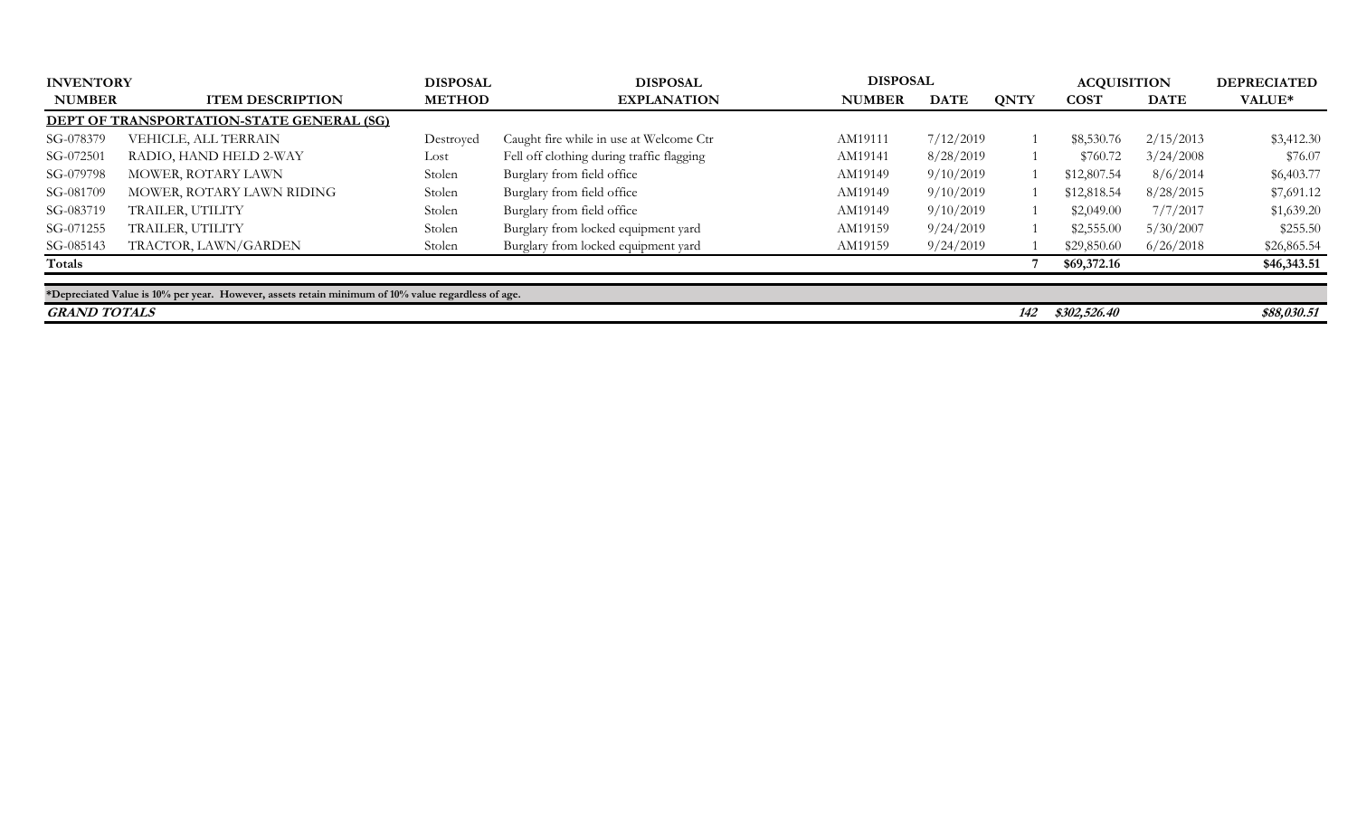| INVENTORY NUMBER | ITEM DESCRIPTION | DISPOSAL METHOD | DISPOSAL EXPLANATION | DISPOSAL NUMBER | DISPOSAL DATE | QNTY | ACQUISITION COST | ACQUISITION DATE | DEPRECIATED VALUE* |
|---|---|---|---|---|---|---|---|---|---|
| **DEPT OF TRANSPORTATION-STATE GENERAL (SG)** | | | | | | | | | |
| SG-078379 | VEHICLE, ALL TERRAIN | Destroyed | Caught fire while in use at Welcome Ctr | AM19111 | 7/12/2019 | 1 | $8,530.76 | 2/15/2013 | $3,412.30 |
| SG-072501 | RADIO, HAND HELD 2-WAY | Lost | Fell off clothing during traffic flagging | AM19141 | 8/28/2019 | 1 | $760.72 | 3/24/2008 | $76.07 |
| SG-079798 | MOWER, ROTARY LAWN | Stolen | Burglary from field office | AM19149 | 9/10/2019 | 1 | $12,807.54 | 8/6/2014 | $6,403.77 |
| SG-081709 | MOWER, ROTARY LAWN RIDING | Stolen | Burglary from field office | AM19149 | 9/10/2019 | 1 | $12,818.54 | 8/28/2015 | $7,691.12 |
| SG-083719 | TRAILER, UTILITY | Stolen | Burglary from field office | AM19149 | 9/10/2019 | 1 | $2,049.00 | 7/7/2017 | $1,639.20 |
| SG-071255 | TRAILER, UTILITY | Stolen | Burglary from locked equipment yard | AM19159 | 9/24/2019 | 1 | $2,555.00 | 5/30/2007 | $255.50 |
| SG-085143 | TRACTOR, LAWN/GARDEN | Stolen | Burglary from locked equipment yard | AM19159 | 9/24/2019 | 1 | $29,850.60 | 6/26/2018 | $26,865.54 |
| **Totals** | | | | | | **7** | **$69,372.16** | | **$46,343.51** |

**\*Depreciated Value is 10% per year. However, assets retain minimum of 10% value regardless of age.**

| | | | | | | | | | |
|---|---|---|---|---|---|---|---|---|---|
| ***GRAND TOTALS*** | | | | | | ***142*** | ***$302,526.40*** | | ***$88,030.51*** |